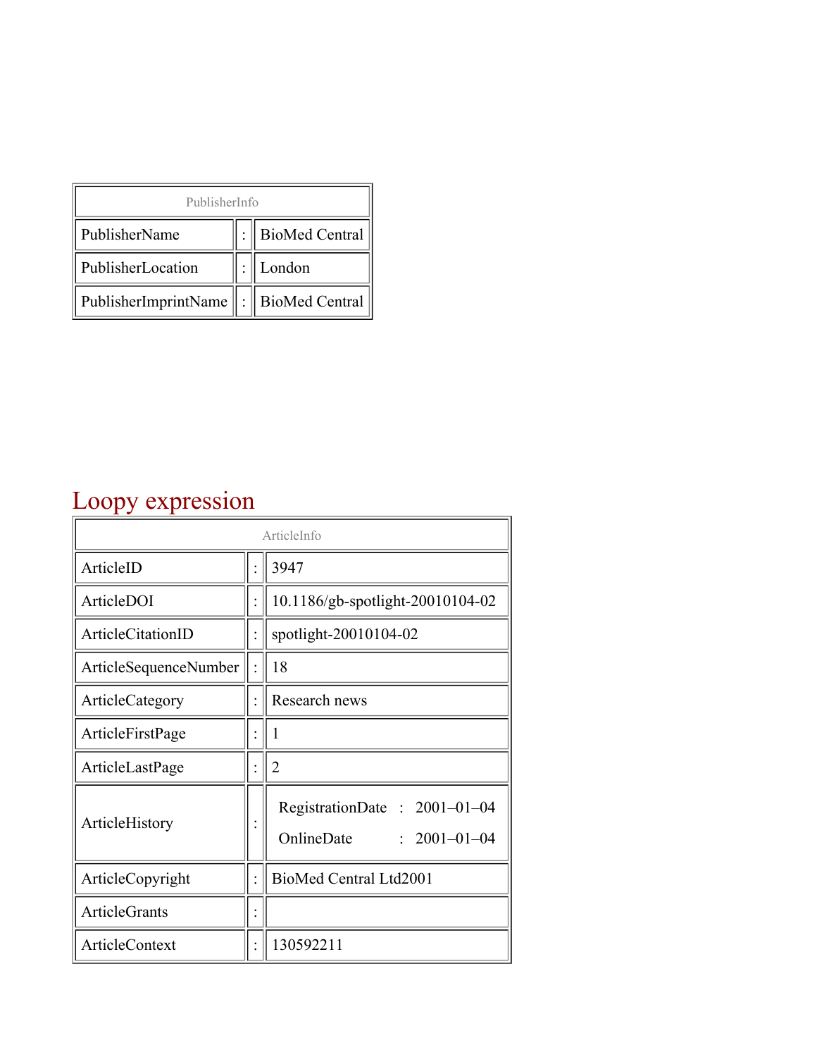| PublisherInfo | | |
|---|---|---|
| PublisherName | : | BioMed Central |
| PublisherLocation | : | London |
| PublisherImprintName | : | BioMed Central |

# Loopy expression

| ArticleInfo | | |
|---|---|---|
| ArticleID | : | 3947 |
| ArticleDOI | : | 10.1186/gb-spotlight-20010104-02 |
| ArticleCitationID | : | spotlight-20010104-02 |
| ArticleSequenceNumber | : | 18 |
| ArticleCategory | : | Research news |
| ArticleFirstPage | : | 1 |
| ArticleLastPage | : | 2 |
| ArticleHistory | : | RegistrationDate : 2001–01–04<br>OnlineDate : 2001–01–04 |
| ArticleCopyright | : | BioMed Central Ltd2001 |
| ArticleGrants | : | |
| ArticleContext | : | 130592211 |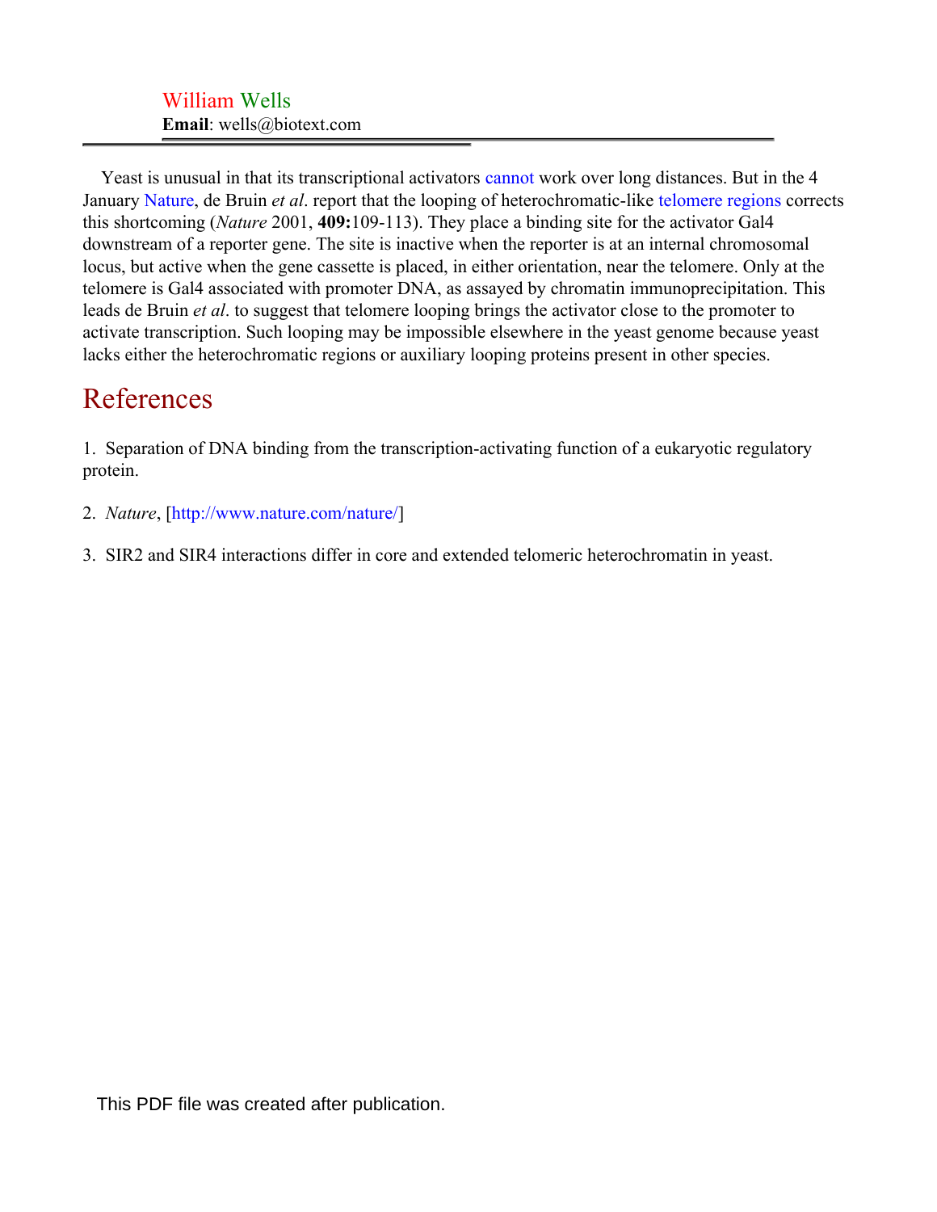William Wells
**Email**: wells@biotext.com

Yeast is unusual in that its transcriptional activators cannot work over long distances. But in the 4 January Nature, de Bruin *et al*. report that the looping of heterochromatic-like telomere regions corrects this shortcoming (*Nature* 2001, **409:**109-113). They place a binding site for the activator Gal4 downstream of a reporter gene. The site is inactive when the reporter is at an internal chromosomal locus, but active when the gene cassette is placed, in either orientation, near the telomere. Only at the telomere is Gal4 associated with promoter DNA, as assayed by chromatin immunoprecipitation. This leads de Bruin *et al*. to suggest that telomere looping brings the activator close to the promoter to activate transcription. Such looping may be impossible elsewhere in the yeast genome because yeast lacks either the heterochromatic regions or auxiliary looping proteins present in other species.

# References

1. Separation of DNA binding from the transcription-activating function of a eukaryotic regulatory protein.

2. *Nature*, [http://www.nature.com/nature/]

3. SIR2 and SIR4 interactions differ in core and extended telomeric heterochromatin in yeast.

This PDF file was created after publication.